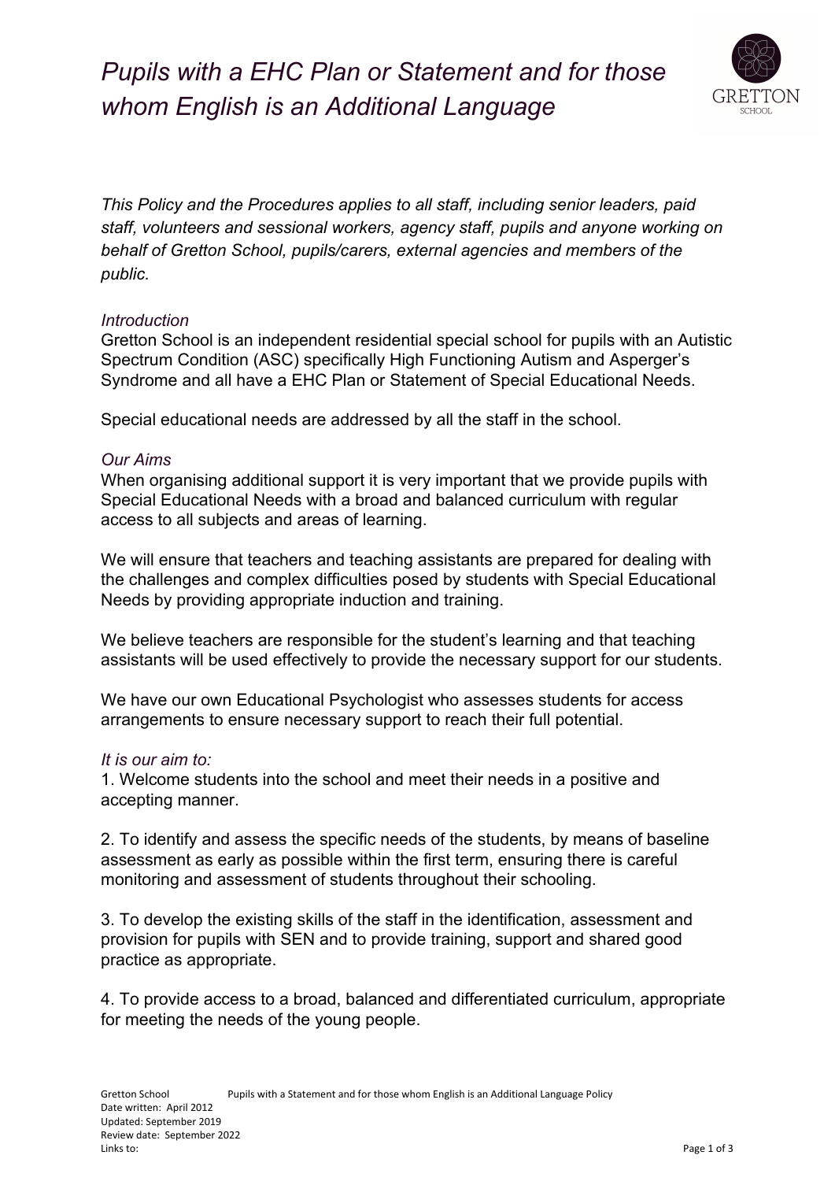# *Pupils with a EHC Plan or Statement and for those whom English is an Additional Language*

*This Policy and the Procedures applies to all staff, including senior leaders, paid staff, volunteers and sessional workers, agency staff, pupils and anyone working on behalf of Gretton School, pupils/carers, external agencies and members of the public.*

## *Introduction*

Gretton School is an independent residential special school for pupils with an Autistic Spectrum Condition (ASC) specifically High Functioning Autism and Asperger's Syndrome and all have a EHC Plan or Statement of Special Educational Needs.

Special educational needs are addressed by all the staff in the school.

## *Our Aims*

When organising additional support it is very important that we provide pupils with Special Educational Needs with a broad and balanced curriculum with regular access to all subjects and areas of learning.

We will ensure that teachers and teaching assistants are prepared for dealing with the challenges and complex difficulties posed by students with Special Educational Needs by providing appropriate induction and training.

We believe teachers are responsible for the student's learning and that teaching assistants will be used effectively to provide the necessary support for our students.

We have our own Educational Psychologist who assesses students for access arrangements to ensure necessary support to reach their full potential.

## *It is our aim to:*

1. Welcome students into the school and meet their needs in a positive and accepting manner.

2. To identify and assess the specific needs of the students, by means of baseline assessment as early as possible within the first term, ensuring there is careful monitoring and assessment of students throughout their schooling.

3. To develop the existing skills of the staff in the identification, assessment and provision for pupils with SEN and to provide training, support and shared good practice as appropriate.

4. To provide access to a broad, balanced and differentiated curriculum, appropriate for meeting the needs of the young people.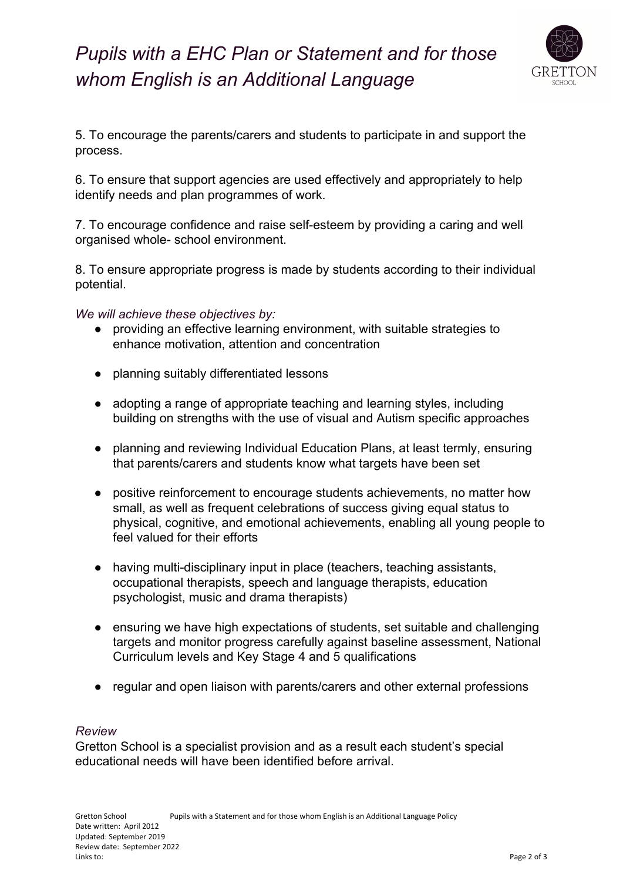5. To encourage the parents/carers and students to participate in and support the process.

6. To ensure that support agencies are used effectively and appropriately to help identify needs and plan programmes of work.

7. To encourage confidence and raise self-esteem by providing a caring and well organised whole- school environment.

8. To ensure appropriate progress is made by students according to their individual potential.

*We will achieve these objectives by:*

- providing an effective learning environment, with suitable strategies to enhance motivation, attention and concentration
- planning suitably differentiated lessons
- adopting a range of appropriate teaching and learning styles, including building on strengths with the use of visual and Autism specific approaches
- planning and reviewing Individual Education Plans, at least termly, ensuring that parents/carers and students know what targets have been set
- positive reinforcement to encourage students achievements, no matter how small, as well as frequent celebrations of success giving equal status to physical, cognitive, and emotional achievements, enabling all young people to feel valued for their efforts
- having multi-disciplinary input in place (teachers, teaching assistants, occupational therapists, speech and language therapists, education psychologist, music and drama therapists)
- ensuring we have high expectations of students, set suitable and challenging targets and monitor progress carefully against baseline assessment, National Curriculum levels and Key Stage 4 and 5 qualifications
- regular and open liaison with parents/carers and other external professions

*Review*

Gretton School is a specialist provision and as a result each student's special educational needs will have been identified before arrival.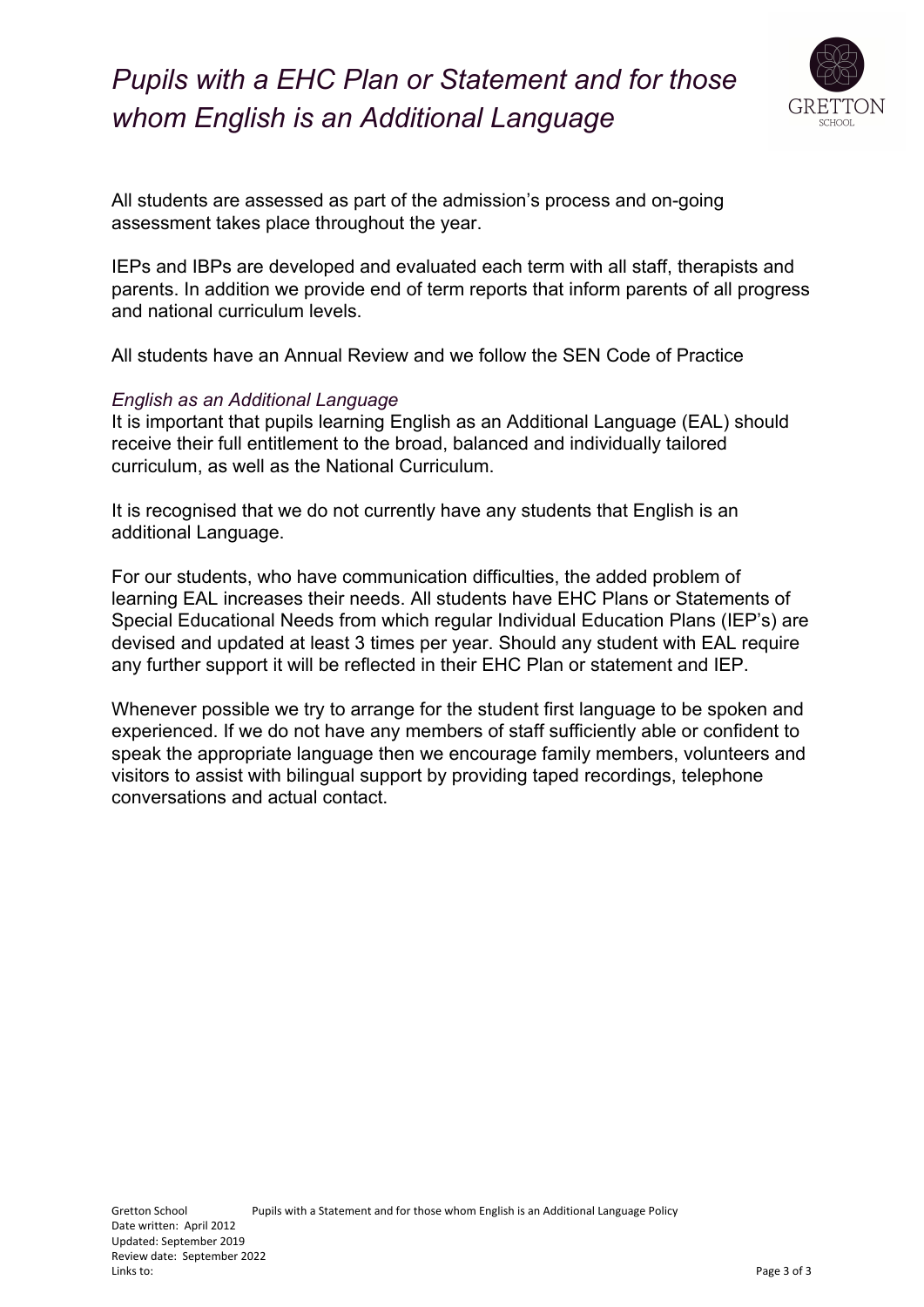# *Pupils with a EHC Plan or Statement and for those whom English is an Additional Language*

All students are assessed as part of the admission's process and on-going assessment takes place throughout the year.

IEPs and IBPs are developed and evaluated each term with all staff, therapists and parents. In addition we provide end of term reports that inform parents of all progress and national curriculum levels.

All students have an Annual Review and we follow the SEN Code of Practice

*English as an Additional Language*

It is important that pupils learning English as an Additional Language (EAL) should receive their full entitlement to the broad, balanced and individually tailored curriculum, as well as the National Curriculum.

It is recognised that we do not currently have any students that English is an additional Language.

For our students, who have communication difficulties, the added problem of learning EAL increases their needs. All students have EHC Plans or Statements of Special Educational Needs from which regular Individual Education Plans (IEP's) are devised and updated at least 3 times per year. Should any student with EAL require any further support it will be reflected in their EHC Plan or statement and IEP.

Whenever possible we try to arrange for the student first language to be spoken and experienced. If we do not have any members of staff sufficiently able or confident to speak the appropriate language then we encourage family members, volunteers and visitors to assist with bilingual support by providing taped recordings, telephone conversations and actual contact.

Gretton School Pupils with a Statement and for those whom English is an Additional Language Policy
Date written: April 2012
Updated: September 2019
Review date: September 2022
Links to: